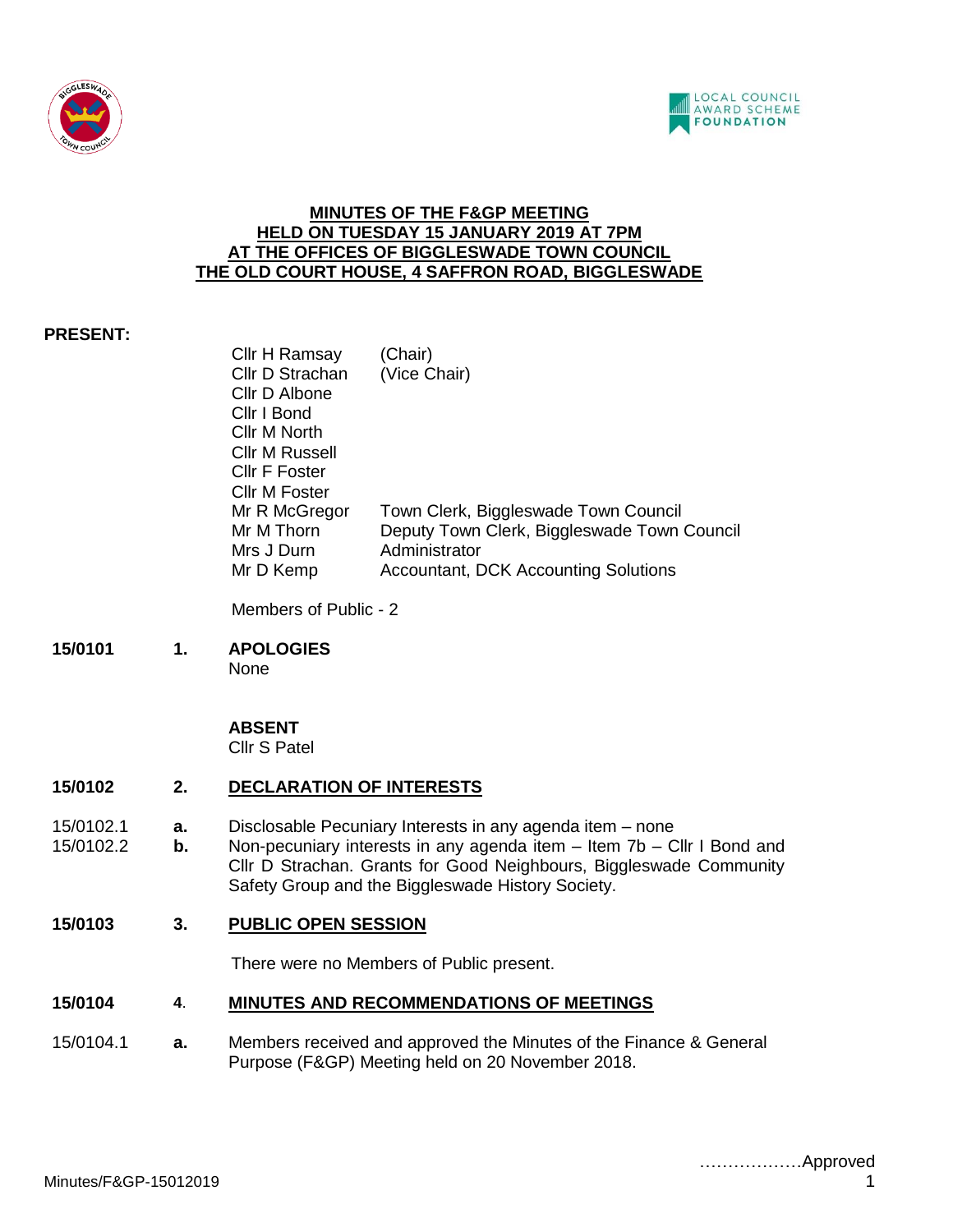# MINUTES OF THE F&GP MEETING HELD ON TUESDAY 15 JANUARY 2019 AT 7PM AT THE OFFICES OF BIGGLESWADE TOWN COUNCIL THE OLD COURT HOUSE, 4 SAFFRON ROAD, BIGGLESWADE

**PRESENT:**

| | |
|---|---|
| Cllr H Ramsay | (Chair) |
| Cllr D Strachan | (Vice Chair) |
| Cllr D Albone | |
| Cllr I Bond | |
| Cllr M North | |
| Cllr M Russell | |
| Cllr F Foster | |
| Cllr M Foster | |
| Mr R McGregor | Town Clerk, Biggleswade Town Council |
| Mr M Thorn | Deputy Town Clerk, Biggleswade Town Council |
| Mrs J Durn | Administrator |
| Mr D Kemp | Accountant, DCK Accounting Solutions |

Members of Public - 2

**15/0101 1. APOLOGIES**

None

**ABSENT**

Cllr S Patel

**15/0102 2. DECLARATION OF INTERESTS**

15/0102.1 **a.** Disclosable Pecuniary Interests in any agenda item – none

15/0102.2 **b.** Non-pecuniary interests in any agenda item – Item 7b – Cllr I Bond and Cllr D Strachan. Grants for Good Neighbours, Biggleswade Community Safety Group and the Biggleswade History Society.

**15/0103 3. PUBLIC OPEN SESSION**

There were no Members of Public present.

**15/0104 4. MINUTES AND RECOMMENDATIONS OF MEETINGS**

15/0104.1 **a.** Members received and approved the Minutes of the Finance & General Purpose (F&GP) Meeting held on 20 November 2018.

………………Approved

Minutes/F&GP-15012019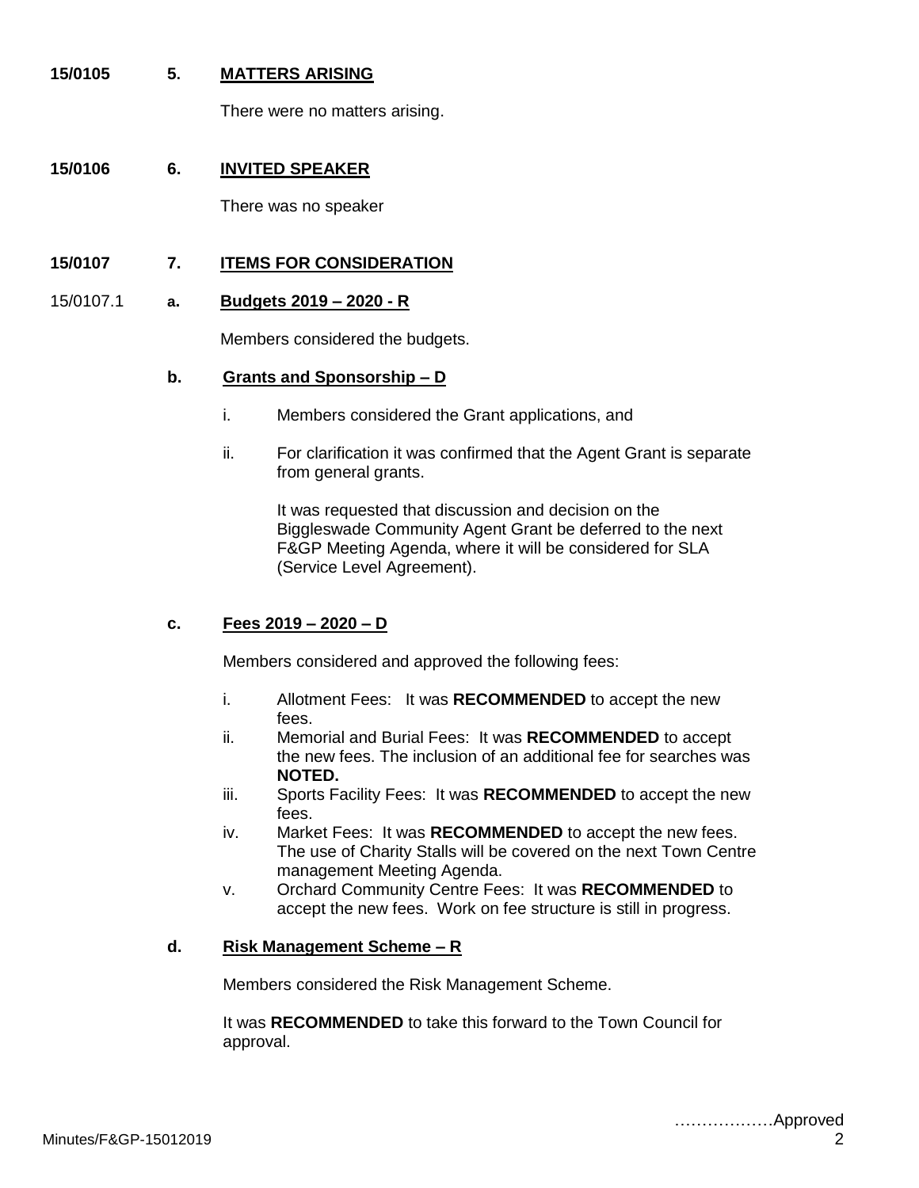**15/0105 5. MATTERS ARISING**

There were no matters arising.

**15/0106 6. INVITED SPEAKER**

There was no speaker

**15/0107 7. ITEMS FOR CONSIDERATION**

15/0107.1 **a. Budgets 2019 – 2020 - R**

Members considered the budgets.

**b. Grants and Sponsorship – D**

i. Members considered the Grant applications, and

ii. For clarification it was confirmed that the Agent Grant is separate from general grants.

It was requested that discussion and decision on the Biggleswade Community Agent Grant be deferred to the next F&GP Meeting Agenda, where it will be considered for SLA (Service Level Agreement).

**c. Fees 2019 – 2020 – D**

Members considered and approved the following fees:

i. Allotment Fees: It was **RECOMMENDED** to accept the new fees.

ii. Memorial and Burial Fees: It was **RECOMMENDED** to accept the new fees. The inclusion of an additional fee for searches was **NOTED.**

iii. Sports Facility Fees: It was **RECOMMENDED** to accept the new fees.

iv. Market Fees: It was **RECOMMENDED** to accept the new fees. The use of Charity Stalls will be covered on the next Town Centre management Meeting Agenda.

v. Orchard Community Centre Fees: It was **RECOMMENDED** to accept the new fees. Work on fee structure is still in progress.

**d. Risk Management Scheme – R**

Members considered the Risk Management Scheme.

It was **RECOMMENDED** to take this forward to the Town Council for approval.

………………Approved

Minutes/F&GP-15012019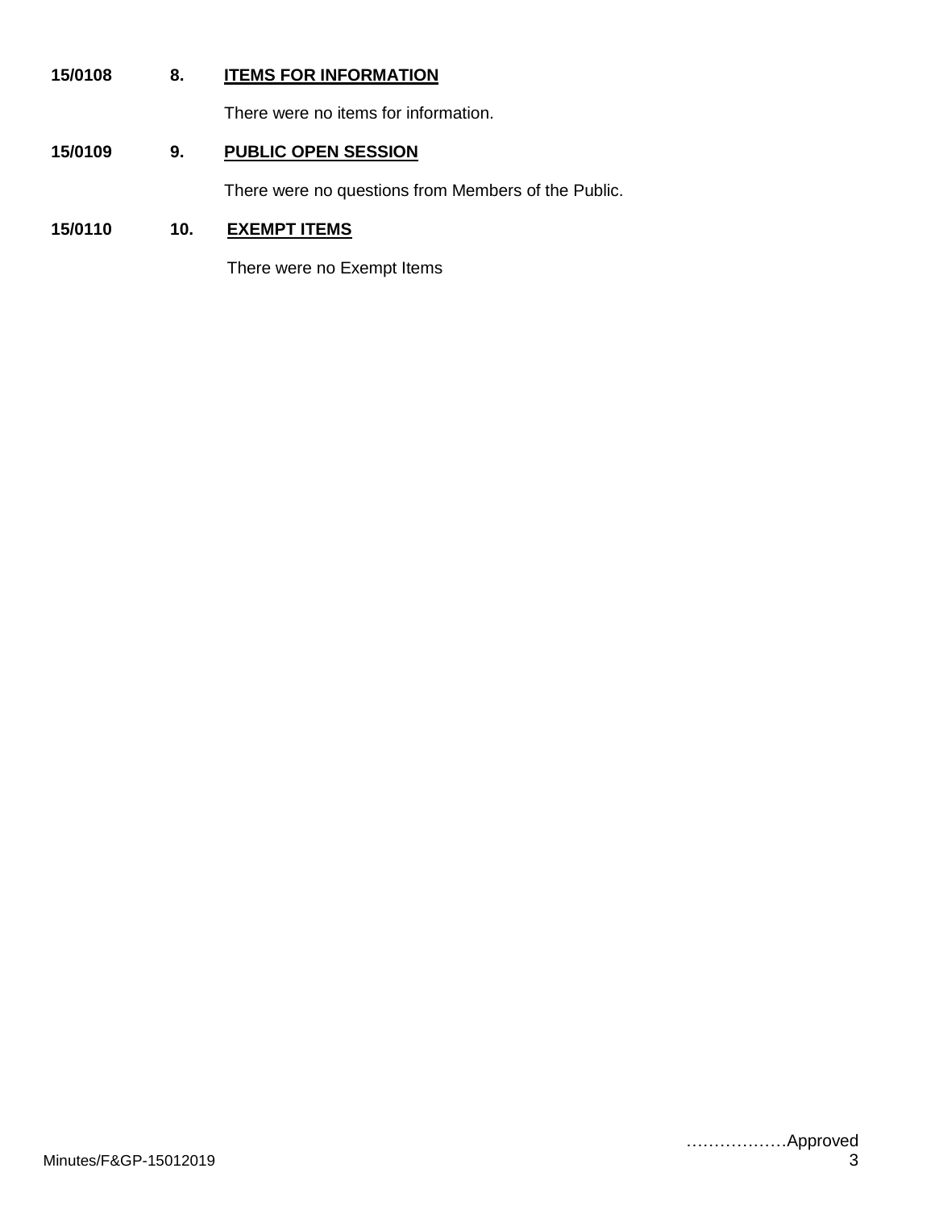**15/0108 8. ITEMS FOR INFORMATION**

There were no items for information.

**15/0109 9. PUBLIC OPEN SESSION**

There were no questions from Members of the Public.

**15/0110 10. EXEMPT ITEMS**

There were no Exempt Items

………………Approved